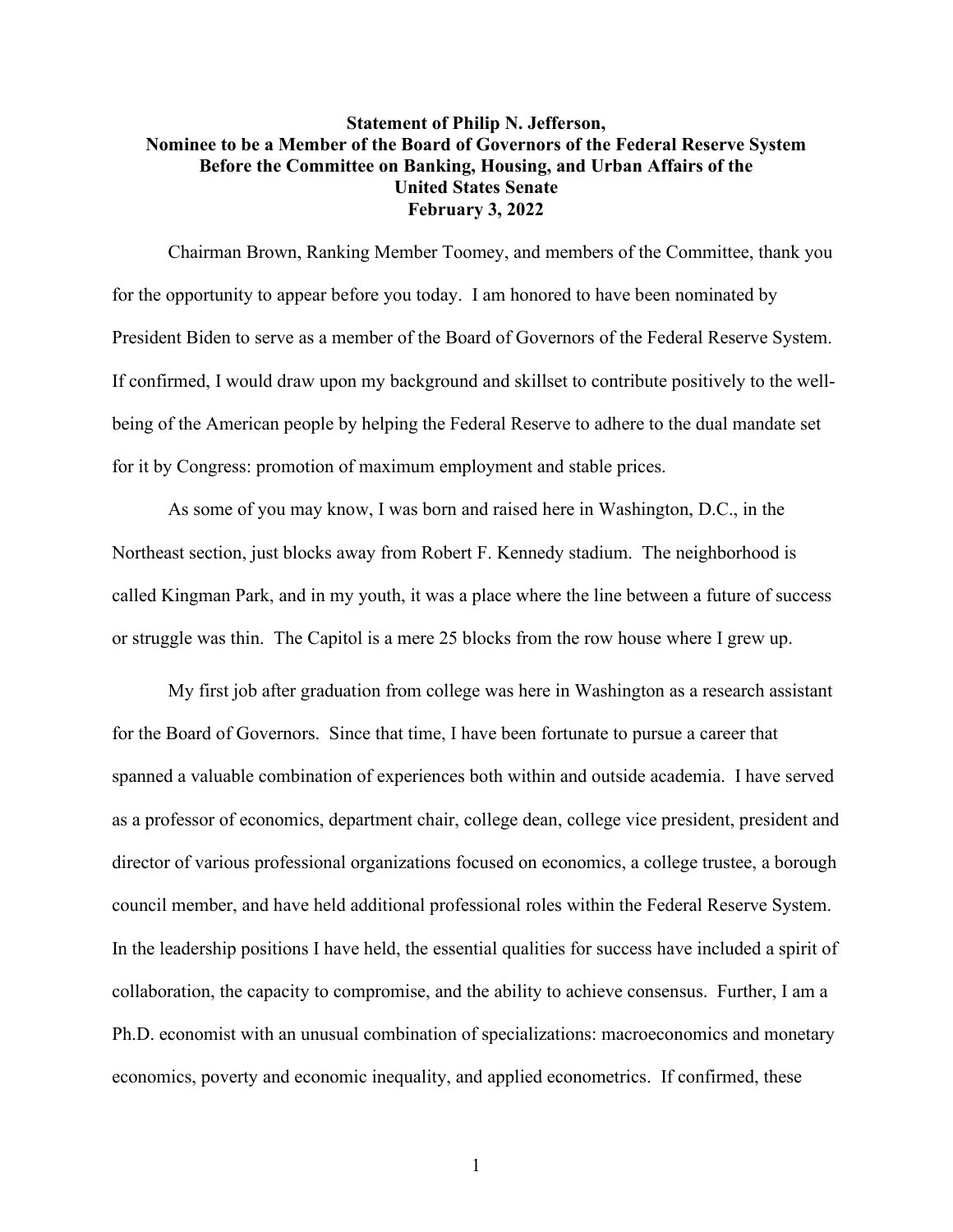**Statement of Philip N. Jefferson,**
**Nominee to be a Member of the Board of Governors of the Federal Reserve System**
**Before the Committee on Banking, Housing, and Urban Affairs of the**
**United States Senate**
**February 3, 2022**

Chairman Brown, Ranking Member Toomey, and members of the Committee, thank you for the opportunity to appear before you today. I am honored to have been nominated by President Biden to serve as a member of the Board of Governors of the Federal Reserve System. If confirmed, I would draw upon my background and skillset to contribute positively to the well-being of the American people by helping the Federal Reserve to adhere to the dual mandate set for it by Congress: promotion of maximum employment and stable prices.

As some of you may know, I was born and raised here in Washington, D.C., in the Northeast section, just blocks away from Robert F. Kennedy stadium. The neighborhood is called Kingman Park, and in my youth, it was a place where the line between a future of success or struggle was thin. The Capitol is a mere 25 blocks from the row house where I grew up.

My first job after graduation from college was here in Washington as a research assistant for the Board of Governors. Since that time, I have been fortunate to pursue a career that spanned a valuable combination of experiences both within and outside academia. I have served as a professor of economics, department chair, college dean, college vice president, president and director of various professional organizations focused on economics, a college trustee, a borough council member, and have held additional professional roles within the Federal Reserve System. In the leadership positions I have held, the essential qualities for success have included a spirit of collaboration, the capacity to compromise, and the ability to achieve consensus. Further, I am a Ph.D. economist with an unusual combination of specializations: macroeconomics and monetary economics, poverty and economic inequality, and applied econometrics. If confirmed, these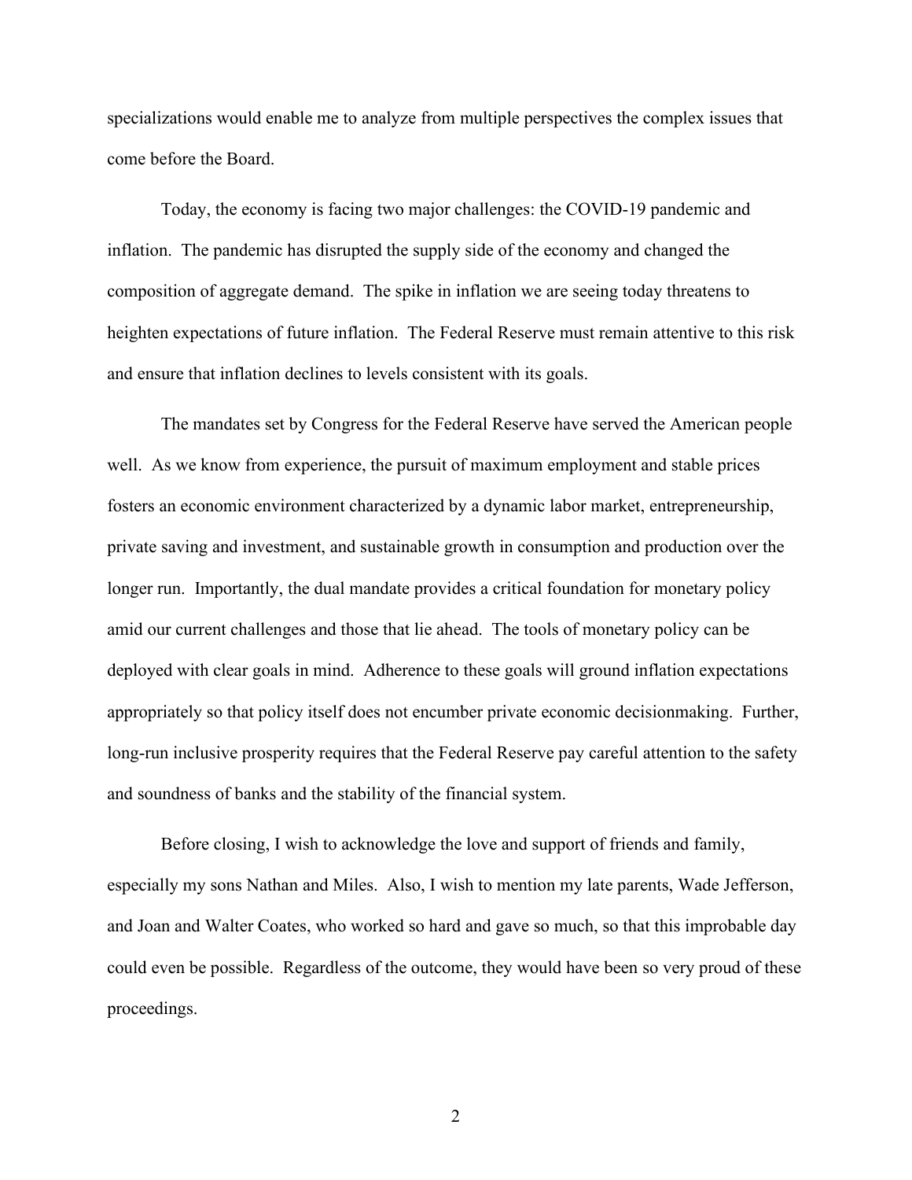specializations would enable me to analyze from multiple perspectives the complex issues that come before the Board.

Today, the economy is facing two major challenges: the COVID-19 pandemic and inflation. The pandemic has disrupted the supply side of the economy and changed the composition of aggregate demand. The spike in inflation we are seeing today threatens to heighten expectations of future inflation. The Federal Reserve must remain attentive to this risk and ensure that inflation declines to levels consistent with its goals.

The mandates set by Congress for the Federal Reserve have served the American people well. As we know from experience, the pursuit of maximum employment and stable prices fosters an economic environment characterized by a dynamic labor market, entrepreneurship, private saving and investment, and sustainable growth in consumption and production over the longer run. Importantly, the dual mandate provides a critical foundation for monetary policy amid our current challenges and those that lie ahead. The tools of monetary policy can be deployed with clear goals in mind. Adherence to these goals will ground inflation expectations appropriately so that policy itself does not encumber private economic decisionmaking. Further, long-run inclusive prosperity requires that the Federal Reserve pay careful attention to the safety and soundness of banks and the stability of the financial system.

Before closing, I wish to acknowledge the love and support of friends and family, especially my sons Nathan and Miles. Also, I wish to mention my late parents, Wade Jefferson, and Joan and Walter Coates, who worked so hard and gave so much, so that this improbable day could even be possible. Regardless of the outcome, they would have been so very proud of these proceedings.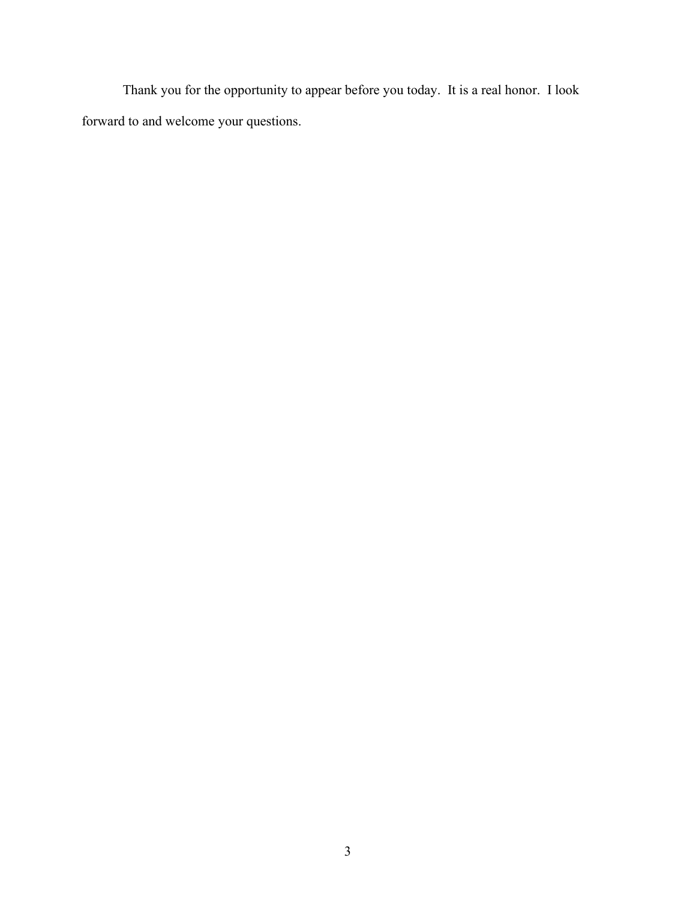Thank you for the opportunity to appear before you today. It is a real honor. I look forward to and welcome your questions.